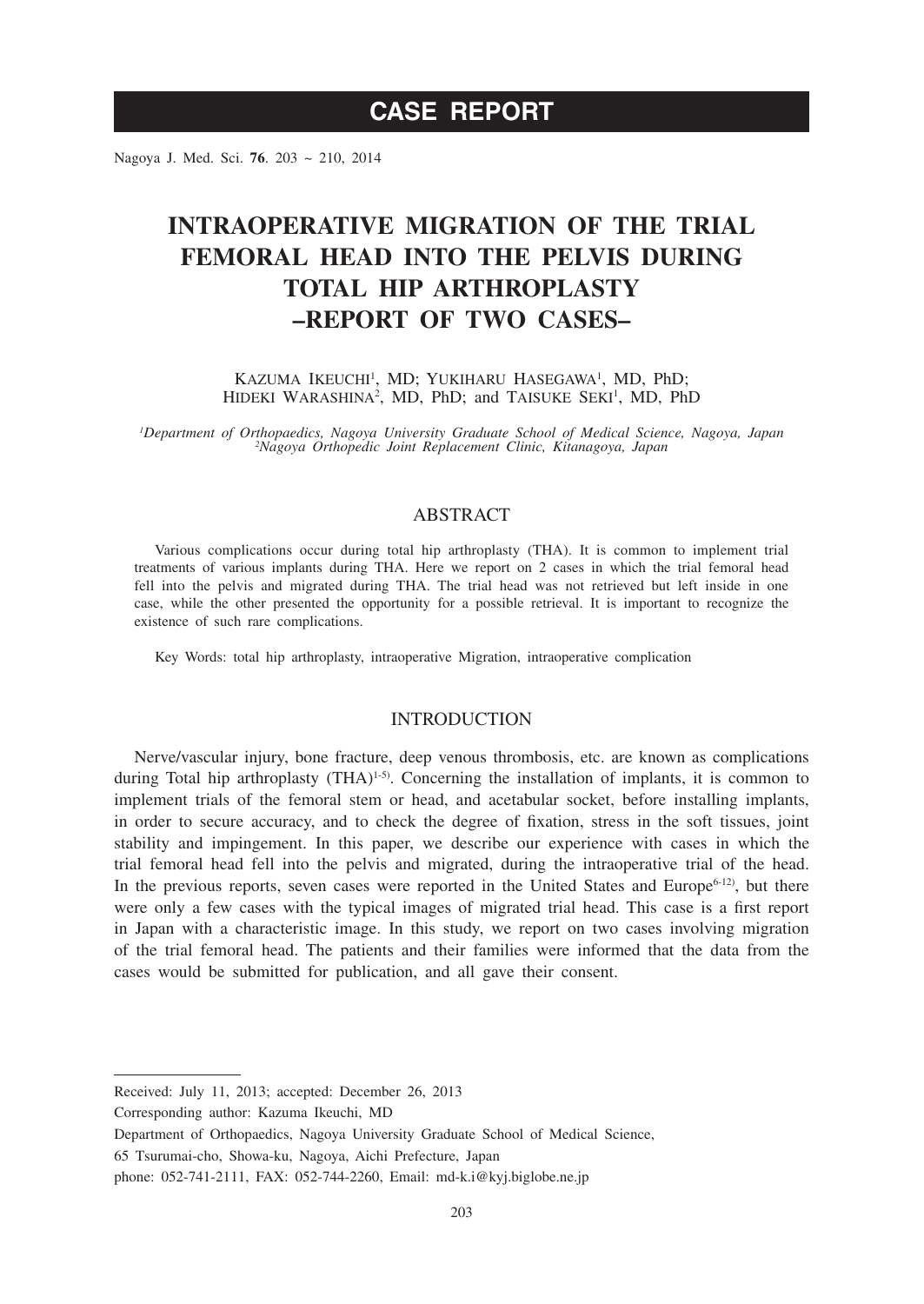## CASE REPORT

# INTRAOPERATIVE MIGRATION OF THE TRIAL FEMORAL HEAD INTO THE PELVIS DURING TOTAL HIP ARTHROPLASTY –REPORT OF TWO CASES–

KAZUMA IKEUCHI[1], MD; YUKIHARU HASEGAWA[1], MD, PhD; HIDEKI WARASHINA[2], MD, PhD; and TAISUKE SEKI[1], MD, PhD

*[1]Department of Orthopaedics, Nagoya University Graduate School of Medical Science, Nagoya, Japan*
*[2]Nagoya Orthopedic Joint Replacement Clinic, Kitanagoya, Japan*

## ABSTRACT

Various complications occur during total hip arthroplasty (THA). It is common to implement trial treatments of various implants during THA. Here we report on 2 cases in which the trial femoral head fell into the pelvis and migrated during THA. The trial head was not retrieved but left inside in one case, while the other presented the opportunity for a possible retrieval. It is important to recognize the existence of such rare complications.

Key Words: total hip arthroplasty, intraoperative Migration, intraoperative complication

## INTRODUCTION

Nerve/vascular injury, bone fracture, deep venous thrombosis, etc. are known as complications during Total hip arthroplasty (THA)[1-5]. Concerning the installation of implants, it is common to implement trials of the femoral stem or head, and acetabular socket, before installing implants, in order to secure accuracy, and to check the degree of fixation, stress in the soft tissues, joint stability and impingement. In this paper, we describe our experience with cases in which the trial femoral head fell into the pelvis and migrated, during the intraoperative trial of the head. In the previous reports, seven cases were reported in the United States and Europe[6-12], but there were only a few cases with the typical images of migrated trial head. This case is a first report in Japan with a characteristic image. In this study, we report on two cases involving migration of the trial femoral head. The patients and their families were informed that the data from the cases would be submitted for publication, and all gave their consent.

---

Received: July 11, 2013; accepted: December 26, 2013

Corresponding author: Kazuma Ikeuchi, MD

Department of Orthopaedics, Nagoya University Graduate School of Medical Science,

65 Tsurumai-cho, Showa-ku, Nagoya, Aichi Prefecture, Japan

phone: 052-741-2111, FAX: 052-744-2260, Email: md-k.i@kyj.biglobe.ne.jp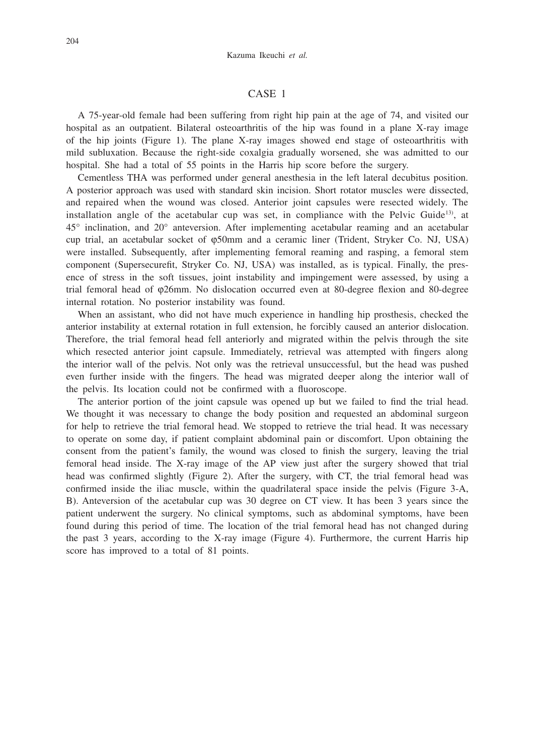## CASE 1

A 75-year-old female had been suffering from right hip pain at the age of 74, and visited our hospital as an outpatient. Bilateral osteoarthritis of the hip was found in a plane X-ray image of the hip joints (Figure 1). The plane X-ray images showed end stage of osteoarthritis with mild subluxation. Because the right-side coxalgia gradually worsened, she was admitted to our hospital. She had a total of 55 points in the Harris hip score before the surgery.

Cementless THA was performed under general anesthesia in the left lateral decubitus position. A posterior approach was used with standard skin incision. Short rotator muscles were dissected, and repaired when the wound was closed. Anterior joint capsules were resected widely. The installation angle of the acetabular cup was set, in compliance with the Pelvic Guide[13], at 45° inclination, and 20° anteversion. After implementing acetabular reaming and an acetabular cup trial, an acetabular socket of φ50mm and a ceramic liner (Trident, Stryker Co. NJ, USA) were installed. Subsequently, after implementing femoral reaming and rasping, a femoral stem component (Supersecurefit, Stryker Co. NJ, USA) was installed, as is typical. Finally, the presence of stress in the soft tissues, joint instability and impingement were assessed, by using a trial femoral head of φ26mm. No dislocation occurred even at 80-degree flexion and 80-degree internal rotation. No posterior instability was found.

When an assistant, who did not have much experience in handling hip prosthesis, checked the anterior instability at external rotation in full extension, he forcibly caused an anterior dislocation. Therefore, the trial femoral head fell anteriorly and migrated within the pelvis through the site which resected anterior joint capsule. Immediately, retrieval was attempted with fingers along the interior wall of the pelvis. Not only was the retrieval unsuccessful, but the head was pushed even further inside with the fingers. The head was migrated deeper along the interior wall of the pelvis. Its location could not be confirmed with a fluoroscope.

The anterior portion of the joint capsule was opened up but we failed to find the trial head. We thought it was necessary to change the body position and requested an abdominal surgeon for help to retrieve the trial femoral head. We stopped to retrieve the trial head. It was necessary to operate on some day, if patient complaint abdominal pain or discomfort. Upon obtaining the consent from the patient's family, the wound was closed to finish the surgery, leaving the trial femoral head inside. The X-ray image of the AP view just after the surgery showed that trial head was confirmed slightly (Figure 2). After the surgery, with CT, the trial femoral head was confirmed inside the iliac muscle, within the quadrilateral space inside the pelvis (Figure 3-A, B). Anteversion of the acetabular cup was 30 degree on CT view. It has been 3 years since the patient underwent the surgery. No clinical symptoms, such as abdominal symptoms, have been found during this period of time. The location of the trial femoral head has not changed during the past 3 years, according to the X-ray image (Figure 4). Furthermore, the current Harris hip score has improved to a total of 81 points.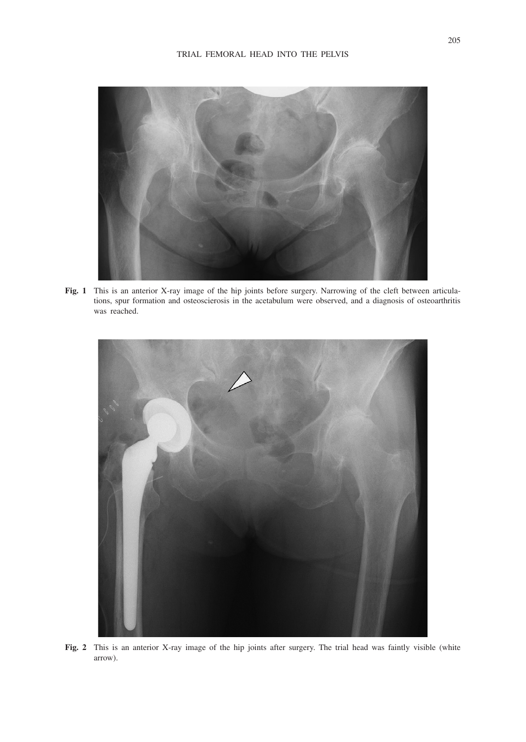**Fig. 1** This is an anterior X-ray image of the hip joints before surgery. Narrowing of the cleft between articulations, spur formation and osteoscierosis in the acetabulum were observed, and a diagnosis of osteoarthritis was reached.

**Fig. 2** This is an anterior X-ray image of the hip joints after surgery. The trial head was faintly visible (white arrow).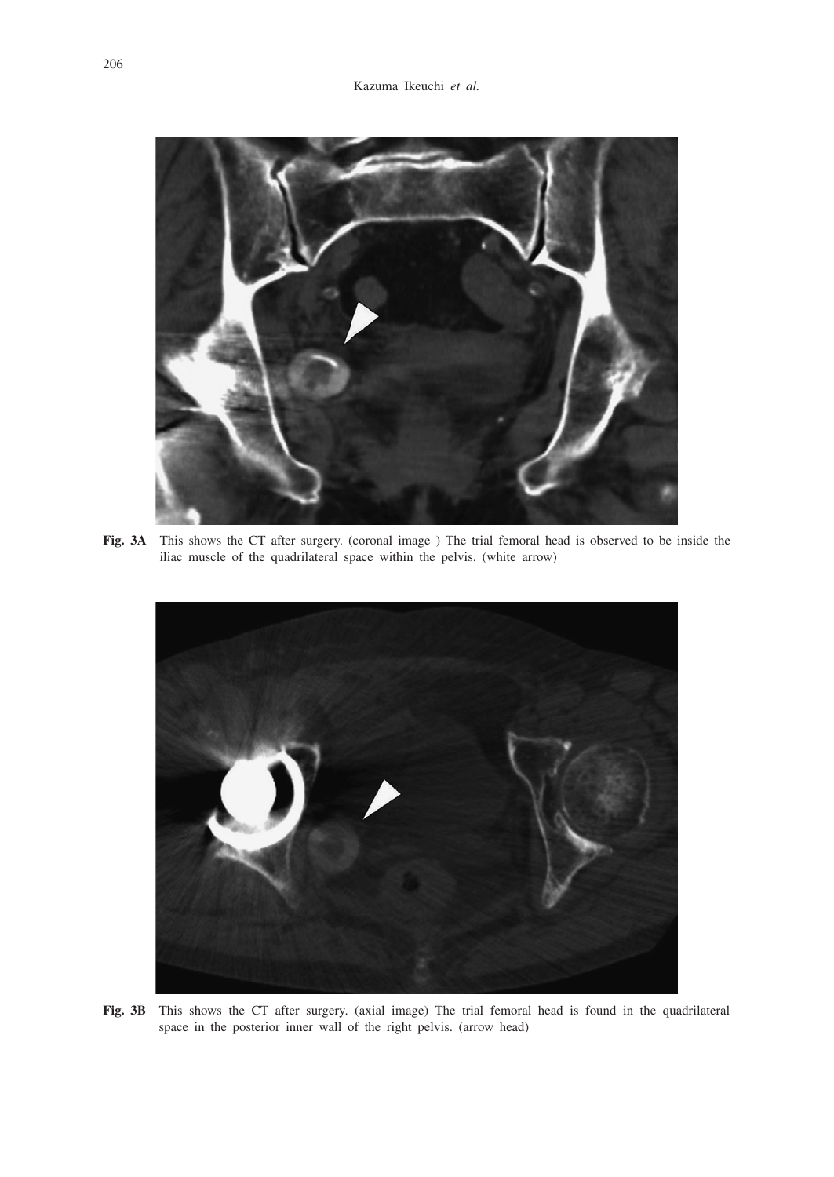**Fig. 3A** This shows the CT after surgery. (coronal image ) The trial femoral head is observed to be inside the iliac muscle of the quadrilateral space within the pelvis. (white arrow)

**Fig. 3B** This shows the CT after surgery. (axial image) The trial femoral head is found in the quadrilateral space in the posterior inner wall of the right pelvis. (arrow head)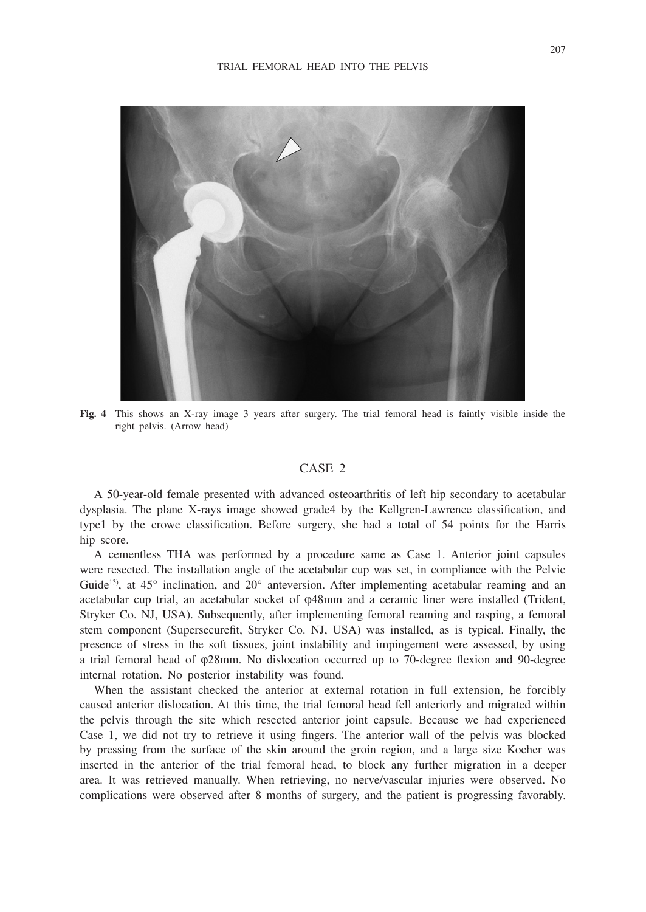**Fig. 4** This shows an X-ray image 3 years after surgery. The trial femoral head is faintly visible inside the right pelvis. (Arrow head)

## CASE 2

A 50-year-old female presented with advanced osteoarthritis of left hip secondary to acetabular dysplasia. The plane X-rays image showed grade4 by the Kellgren-Lawrence classification, and type1 by the crowe classification. Before surgery, she had a total of 54 points for the Harris hip score.

A cementless THA was performed by a procedure same as Case 1. Anterior joint capsules were resected. The installation angle of the acetabular cup was set, in compliance with the Pelvic Guide[13], at 45° inclination, and 20° anteversion. After implementing acetabular reaming and an acetabular cup trial, an acetabular socket of φ48mm and a ceramic liner were installed (Trident, Stryker Co. NJ, USA). Subsequently, after implementing femoral reaming and rasping, a femoral stem component (Supersecurefit, Stryker Co. NJ, USA) was installed, as is typical. Finally, the presence of stress in the soft tissues, joint instability and impingement were assessed, by using a trial femoral head of φ28mm. No dislocation occurred up to 70-degree flexion and 90-degree internal rotation. No posterior instability was found.

When the assistant checked the anterior at external rotation in full extension, he forcibly caused anterior dislocation. At this time, the trial femoral head fell anteriorly and migrated within the pelvis through the site which resected anterior joint capsule. Because we had experienced Case 1, we did not try to retrieve it using fingers. The anterior wall of the pelvis was blocked by pressing from the surface of the skin around the groin region, and a large size Kocher was inserted in the anterior of the trial femoral head, to block any further migration in a deeper area. It was retrieved manually. When retrieving, no nerve/vascular injuries were observed. No complications were observed after 8 months of surgery, and the patient is progressing favorably.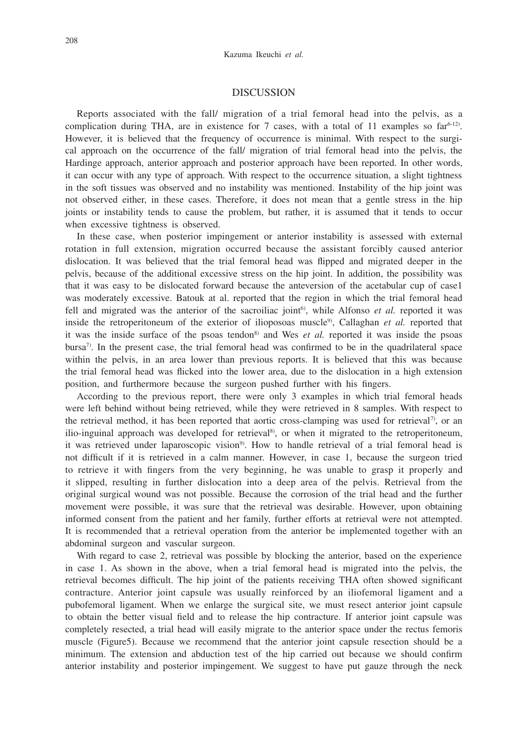## DISCUSSION

Reports associated with the fall/ migration of a trial femoral head into the pelvis, as a complication during THA, are in existence for 7 cases, with a total of 11 examples so far[6-12]. However, it is believed that the frequency of occurrence is minimal. With respect to the surgical approach on the occurrence of the fall/ migration of trial femoral head into the pelvis, the Hardinge approach, anterior approach and posterior approach have been reported. In other words, it can occur with any type of approach. With respect to the occurrence situation, a slight tightness in the soft tissues was observed and no instability was mentioned. Instability of the hip joint was not observed either, in these cases. Therefore, it does not mean that a gentle stress in the hip joints or instability tends to cause the problem, but rather, it is assumed that it tends to occur when excessive tightness is observed.

In these case, when posterior impingement or anterior instability is assessed with external rotation in full extension, migration occurred because the assistant forcibly caused anterior dislocation. It was believed that the trial femoral head was flipped and migrated deeper in the pelvis, because of the additional excessive stress on the hip joint. In addition, the possibility was that it was easy to be dislocated forward because the anteversion of the acetabular cup of case1 was moderately excessive. Batouk at al. reported that the region in which the trial femoral head fell and migrated was the anterior of the sacroiliac joint[6], while Alfonso *et al.* reported it was inside the retroperitoneum of the exterior of iliposoas muscle[9], Callaghan *et al.* reported that it was the inside surface of the psoas tendon[8] and Wes *et al.* reported it was inside the psoas bursa[7]. In the present case, the trial femoral head was confirmed to be in the quadrilateral space within the pelvis, in an area lower than previous reports. It is believed that this was because the trial femoral head was flicked into the lower area, due to the dislocation in a high extension position, and furthermore because the surgeon pushed further with his fingers.

According to the previous report, there were only 3 examples in which trial femoral heads were left behind without being retrieved, while they were retrieved in 8 samples. With respect to the retrieval method, it has been reported that aortic cross-clamping was used for retrieval[7], or an ilio-inguinal approach was developed for retrieval[8], or when it migrated to the retroperitoneum, it was retrieved under laparoscopic vision[9]. How to handle retrieval of a trial femoral head is not difficult if it is retrieved in a calm manner. However, in case 1, because the surgeon tried to retrieve it with fingers from the very beginning, he was unable to grasp it properly and it slipped, resulting in further dislocation into a deep area of the pelvis. Retrieval from the original surgical wound was not possible. Because the corrosion of the trial head and the further movement were possible, it was sure that the retrieval was desirable. However, upon obtaining informed consent from the patient and her family, further efforts at retrieval were not attempted. It is recommended that a retrieval operation from the anterior be implemented together with an abdominal surgeon and vascular surgeon.

With regard to case 2, retrieval was possible by blocking the anterior, based on the experience in case 1. As shown in the above, when a trial femoral head is migrated into the pelvis, the retrieval becomes difficult. The hip joint of the patients receiving THA often showed significant contracture. Anterior joint capsule was usually reinforced by an iliofemoral ligament and a pubofemoral ligament. When we enlarge the surgical site, we must resect anterior joint capsule to obtain the better visual field and to release the hip contracture. If anterior joint capsule was completely resected, a trial head will easily migrate to the anterior space under the rectus femoris muscle (Figure5). Because we recommend that the anterior joint capsule resection should be a minimum. The extension and abduction test of the hip carried out because we should confirm anterior instability and posterior impingement. We suggest to have put gauze through the neck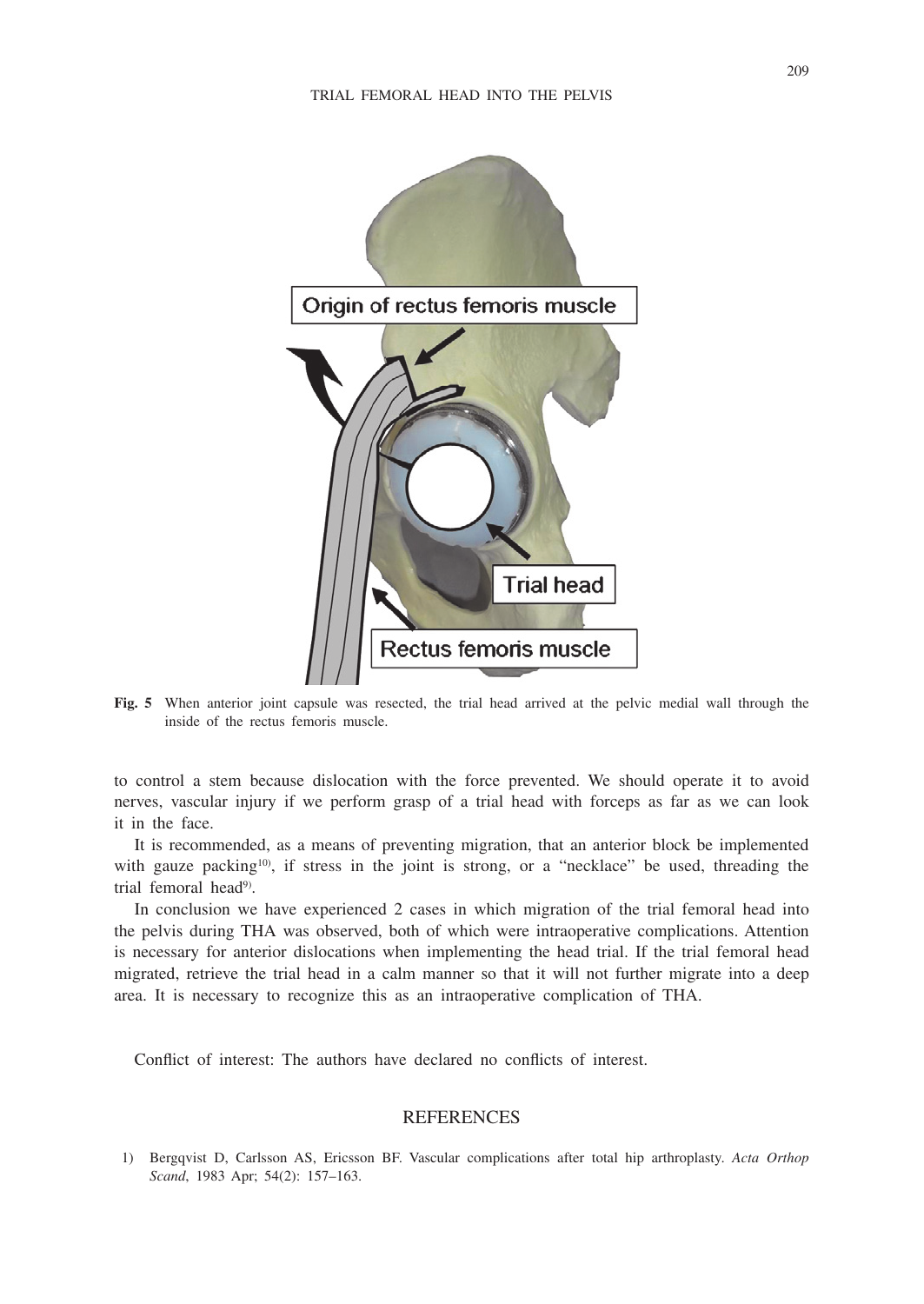Fig. 5 When anterior joint capsule was resected, the trial head arrived at the pelvic medial wall through the inside of the rectus femoris muscle.

to control a stem because dislocation with the force prevented. We should operate it to avoid nerves, vascular injury if we perform grasp of a trial head with forceps as far as we can look it in the face.

It is recommended, as a means of preventing migration, that an anterior block be implemented with gauze packing[10], if stress in the joint is strong, or a "necklace" be used, threading the trial femoral head[9].

In conclusion we have experienced 2 cases in which migration of the trial femoral head into the pelvis during THA was observed, both of which were intraoperative complications. Attention is necessary for anterior dislocations when implementing the head trial. If the trial femoral head migrated, retrieve the trial head in a calm manner so that it will not further migrate into a deep area. It is necessary to recognize this as an intraoperative complication of THA.

Conflict of interest: The authors have declared no conflicts of interest.

## REFERENCES

1) Bergqvist D, Carlsson AS, Ericsson BF. Vascular complications after total hip arthroplasty. *Acta Orthop Scand*, 1983 Apr; 54(2): 157–163.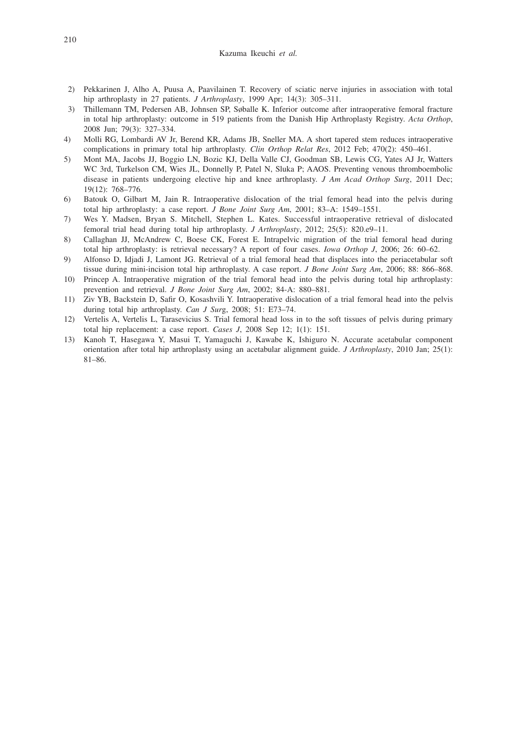2) Pekkarinen J, Alho A, Puusa A, Paavilainen T. Recovery of sciatic nerve injuries in association with total hip arthroplasty in 27 patients. *J Arthroplasty*, 1999 Apr; 14(3): 305–311.
3) Thillemann TM, Pedersen AB, Johnsen SP, Søballe K. Inferior outcome after intraoperative femoral fracture in total hip arthroplasty: outcome in 519 patients from the Danish Hip Arthroplasty Registry. *Acta Orthop*, 2008 Jun; 79(3): 327–334.
4) Molli RG, Lombardi AV Jr, Berend KR, Adams JB, Sneller MA. A short tapered stem reduces intraoperative complications in primary total hip arthroplasty. *Clin Orthop Relat Res*, 2012 Feb; 470(2): 450–461.
5) Mont MA, Jacobs JJ, Boggio LN, Bozic KJ, Della Valle CJ, Goodman SB, Lewis CG, Yates AJ Jr, Watters WC 3rd, Turkelson CM, Wies JL, Donnelly P, Patel N, Sluka P; AAOS. Preventing venous thromboembolic disease in patients undergoing elective hip and knee arthroplasty. *J Am Acad Orthop Surg*, 2011 Dec; 19(12): 768–776.
6) Batouk O, Gilbart M, Jain R. Intraoperative dislocation of the trial femoral head into the pelvis during total hip arthroplasty: a case report. *J Bone Joint Surg Am*, 2001; 83–A: 1549–1551.
7) Wes Y. Madsen, Bryan S. Mitchell, Stephen L. Kates. Successful intraoperative retrieval of dislocated femoral trial head during total hip arthroplasty. *J Arthroplasty*, 2012; 25(5): 820.e9–11.
8) Callaghan JJ, McAndrew C, Boese CK, Forest E. Intrapelvic migration of the trial femoral head during total hip arthroplasty: is retrieval necessary? A report of four cases. *Iowa Orthop J*, 2006; 26: 60–62.
9) Alfonso D, Idjadi J, Lamont JG. Retrieval of a trial femoral head that displaces into the periacetabular soft tissue during mini-incision total hip arthroplasty. A case report. *J Bone Joint Surg Am*, 2006; 88: 866–868.
10) Princep A. Intraoperative migration of the trial femoral head into the pelvis during total hip arthroplasty: prevention and retrieval. *J Bone Joint Surg Am*, 2002; 84-A: 880–881.
11) Ziv YB, Backstein D, Safir O, Kosashvili Y. Intraoperative dislocation of a trial femoral head into the pelvis during total hip arthroplasty. *Can J Surg*, 2008; 51: E73–74.
12) Vertelis A, Vertelis L, Tarasevicius S. Trial femoral head loss in to the soft tissues of pelvis during primary total hip replacement: a case report. *Cases J*, 2008 Sep 12; 1(1): 151.
13) Kanoh T, Hasegawa Y, Masui T, Yamaguchi J, Kawabe K, Ishiguro N. Accurate acetabular component orientation after total hip arthroplasty using an acetabular alignment guide. *J Arthroplasty*, 2010 Jan; 25(1): 81–86.